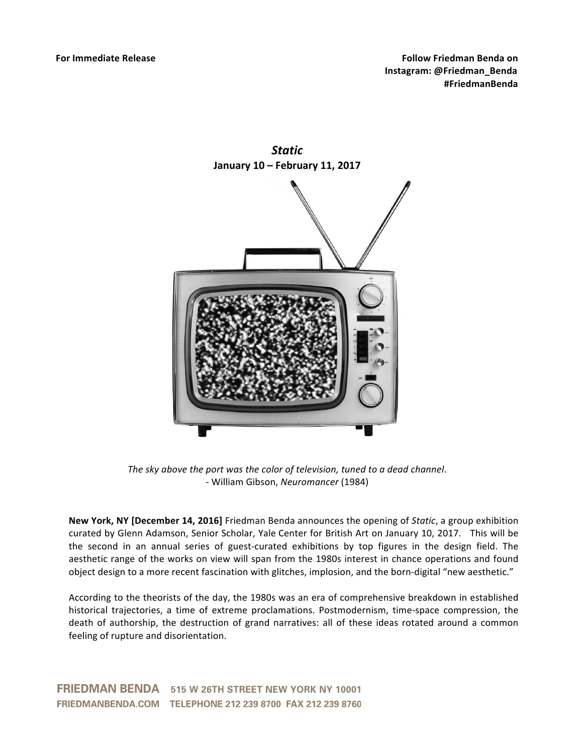**For Immediate Release**

**Follow Friedman Benda on Instagram: @Friedman_Benda #FriedmanBenda**

# *Static*

**January 10 – February 11, 2017**

*The sky above the port was the color of television, tuned to a dead channel*.
- William Gibson, *Neuromancer* (1984)

**New York, NY [December 14, 2016]** Friedman Benda announces the opening of *Static*, a group exhibition curated by Glenn Adamson, Senior Scholar, Yale Center for British Art on January 10, 2017. This will be the second in an annual series of guest-curated exhibitions by top figures in the design field. The aesthetic range of the works on view will span from the 1980s interest in chance operations and found object design to a more recent fascination with glitches, implosion, and the born-digital "new aesthetic."

According to the theorists of the day, the 1980s was an era of comprehensive breakdown in established historical trajectories, a time of extreme proclamations. Postmodernism, time-space compression, the death of authorship, the destruction of grand narratives: all of these ideas rotated around a common feeling of rupture and disorientation.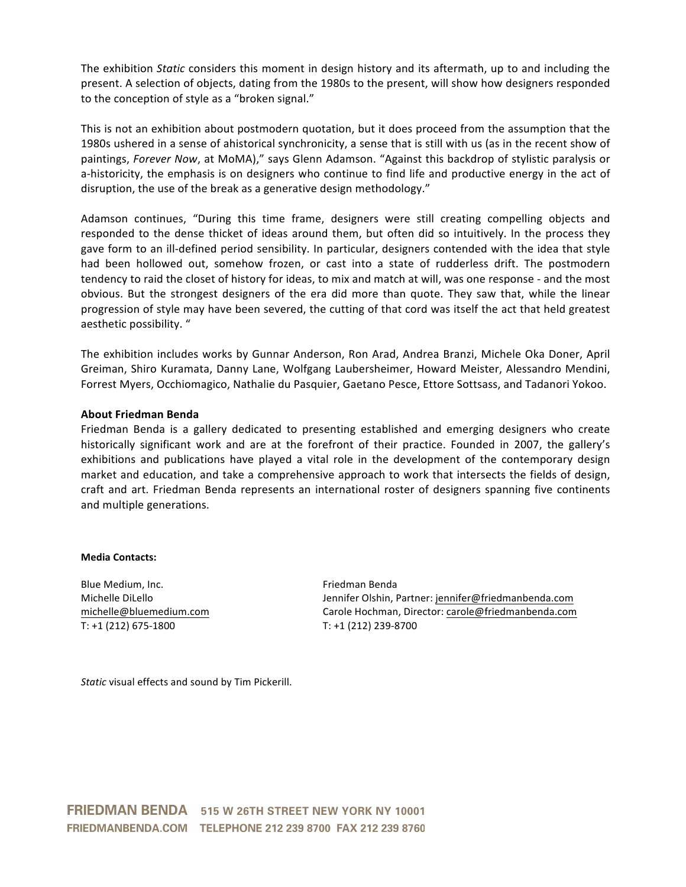The exhibition *Static* considers this moment in design history and its aftermath, up to and including the present. A selection of objects, dating from the 1980s to the present, will show how designers responded to the conception of style as a "broken signal."

This is not an exhibition about postmodern quotation, but it does proceed from the assumption that the 1980s ushered in a sense of ahistorical synchronicity, a sense that is still with us (as in the recent show of paintings, *Forever Now*, at MoMA)," says Glenn Adamson. "Against this backdrop of stylistic paralysis or a-historicity, the emphasis is on designers who continue to find life and productive energy in the act of disruption, the use of the break as a generative design methodology."

Adamson continues, "During this time frame, designers were still creating compelling objects and responded to the dense thicket of ideas around them, but often did so intuitively. In the process they gave form to an ill-defined period sensibility. In particular, designers contended with the idea that style had been hollowed out, somehow frozen, or cast into a state of rudderless drift. The postmodern tendency to raid the closet of history for ideas, to mix and match at will, was one response - and the most obvious. But the strongest designers of the era did more than quote. They saw that, while the linear progression of style may have been severed, the cutting of that cord was itself the act that held greatest aesthetic possibility. "

The exhibition includes works by Gunnar Anderson, Ron Arad, Andrea Branzi, Michele Oka Doner, April Greiman, Shiro Kuramata, Danny Lane, Wolfgang Laubersheimer, Howard Meister, Alessandro Mendini, Forrest Myers, Occhiomagico, Nathalie du Pasquier, Gaetano Pesce, Ettore Sottsass, and Tadanori Yokoo.

**About Friedman Benda**

Friedman Benda is a gallery dedicated to presenting established and emerging designers who create historically significant work and are at the forefront of their practice. Founded in 2007, the gallery's exhibitions and publications have played a vital role in the development of the contemporary design market and education, and take a comprehensive approach to work that intersects the fields of design, craft and art. Friedman Benda represents an international roster of designers spanning five continents and multiple generations.

**Media Contacts:**

Blue Medium, Inc.
Michelle DiLello
michelle@bluemedium.com
T: +1 (212) 675-1800

Friedman Benda
Jennifer Olshin, Partner: jennifer@friedmanbenda.com
Carole Hochman, Director: carole@friedmanbenda.com
T: +1 (212) 239-8700

*Static* visual effects and sound by Tim Pickerill.

FRIEDMAN BENDA 515 W 26TH STREET NEW YORK NY 10001
FRIEDMANBENDA.COM TELEPHONE 212 239 8700 FAX 212 239 8760